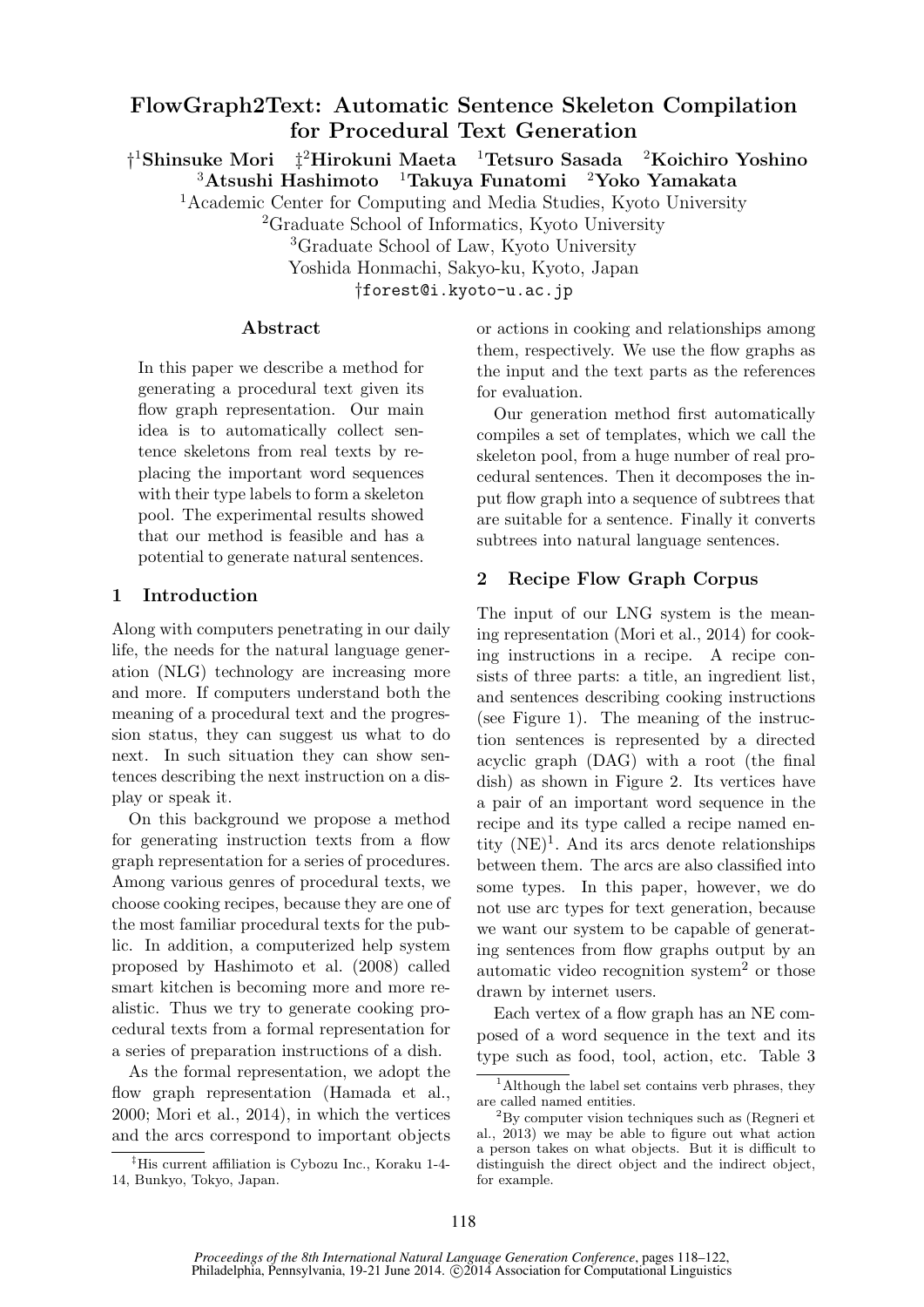# FlowGraph2Text: Automatic Sentence Skeleton Compilation for Procedural Text Generation

†[1]**Shinsuke Mori** ‡[2]**Hirokuni Maeta** [1]**Tetsuro Sasada** [2]**Koichiro Yoshino** [3]**Atsushi Hashimoto** [1]**Takuya Funatomi** [2]**Yoko Yamakata**

[1]Academic Center for Computing and Media Studies, Kyoto University
[2]Graduate School of Informatics, Kyoto University
[3]Graduate School of Law, Kyoto University
Yoshida Honmachi, Sakyo-ku, Kyoto, Japan
†forest@i.kyoto-u.ac.jp

## Abstract

In this paper we describe a method for generating a procedural text given its flow graph representation. Our main idea is to automatically collect sentence skeletons from real texts by replacing the important word sequences with their type labels to form a skeleton pool. The experimental results showed that our method is feasible and has a potential to generate natural sentences.

## 1 Introduction

Along with computers penetrating in our daily life, the needs for the natural language generation (NLG) technology are increasing more and more. If computers understand both the meaning of a procedural text and the progression status, they can suggest us what to do next. In such situation they can show sentences describing the next instruction on a display or speak it.

On this background we propose a method for generating instruction texts from a flow graph representation for a series of procedures. Among various genres of procedural texts, we choose cooking recipes, because they are one of the most familiar procedural texts for the public. In addition, a computerized help system proposed by Hashimoto et al. (2008) called smart kitchen is becoming more and more realistic. Thus we try to generate cooking procedural texts from a formal representation for a series of preparation instructions of a dish.

As the formal representation, we adopt the flow graph representation (Hamada et al., 2000; Mori et al., 2014), in which the vertices and the arcs correspond to important objects or actions in cooking and relationships among them, respectively. We use the flow graphs as the input and the text parts as the references for evaluation.

Our generation method first automatically compiles a set of templates, which we call the skeleton pool, from a huge number of real procedural sentences. Then it decomposes the input flow graph into a sequence of subtrees that are suitable for a sentence. Finally it converts subtrees into natural language sentences.

## 2 Recipe Flow Graph Corpus

The input of our LNG system is the meaning representation (Mori et al., 2014) for cooking instructions in a recipe. A recipe consists of three parts: a title, an ingredient list, and sentences describing cooking instructions (see Figure 1). The meaning of the instruction sentences is represented by a directed acyclic graph (DAG) with a root (the final dish) as shown in Figure 2. Its vertices have a pair of an important word sequence in the recipe and its type called a recipe named entity (NE)[1]. And its arcs denote relationships between them. The arcs are also classified into some types. In this paper, however, we do not use arc types for text generation, because we want our system to be capable of generating sentences from flow graphs output by an automatic video recognition system[2] or those drawn by internet users.

Each vertex of a flow graph has an NE composed of a word sequence in the text and its type such as food, tool, action, etc. Table 3

---

‡His current affiliation is Cybozu Inc., Koraku 1-4-14, Bunkyo, Tokyo, Japan.

[1]Although the label set contains verb phrases, they are called named entities.

[2]By computer vision techniques such as (Regneri et al., 2013) we may be able to figure out what action a person takes on what objects. But it is difficult to distinguish the direct object and the indirect object, for example.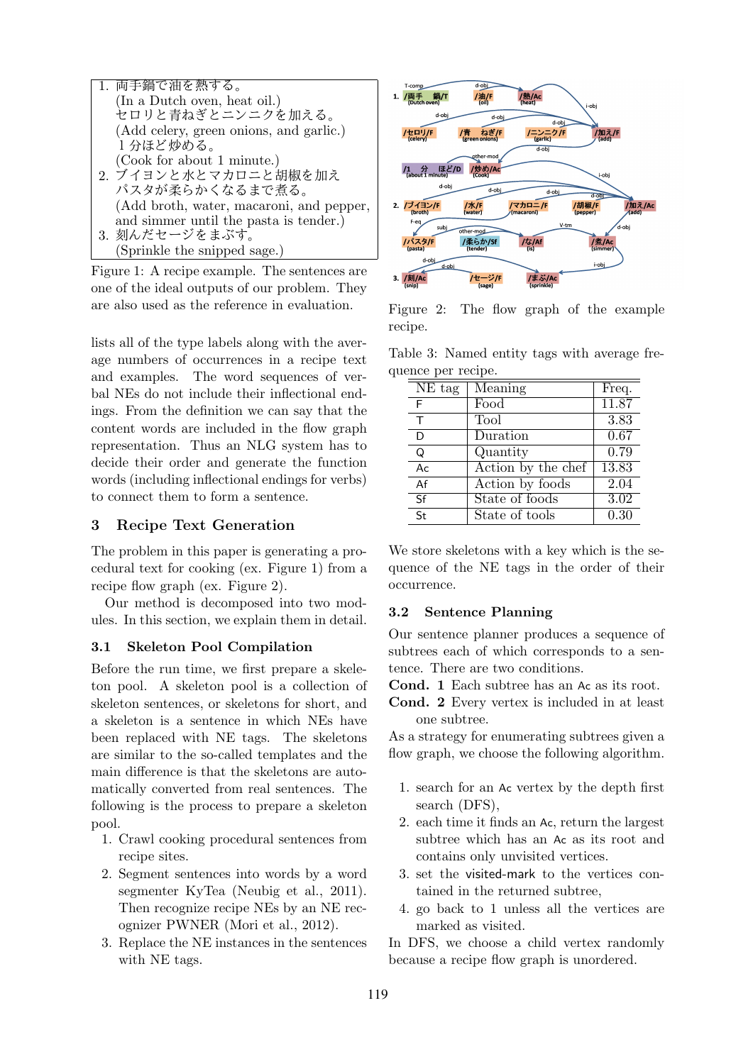1. 両手鍋で油を熱する。
   (In a Dutch oven, heat oil.)
   セロリと青ねぎとニンニクを加える。
   (Add celery, green onions, and garlic.)
   1 分ほど炒める。
   (Cook for about 1 minute.)
2. ブイヨンと水とマカロニと胡椒を加え
   パスタが柔らかくなるまで煮る。
   (Add broth, water, macaroni, and pepper, and simmer until the pasta is tender.)
3. 刻んだセージをまぶす。
   (Sprinkle the snipped sage.)

Figure 1: A recipe example. The sentences are one of the ideal outputs of our problem. They are also used as the reference in evaluation.

Figure 2: The flow graph of the example recipe.

lists all of the type labels along with the average numbers of occurrences in a recipe text and examples. The word sequences of verbal NEs do not include their inflectional endings. From the definition we can say that the content words are included in the flow graph representation. Thus an NLG system has to decide their order and generate the function words (including inflectional endings for verbs) to connect them to form a sentence.

## 3 Recipe Text Generation

The problem in this paper is generating a procedural text for cooking (ex. Figure 1) from a recipe flow graph (ex. Figure 2).

Our method is decomposed into two modules. In this section, we explain them in detail.

### 3.1 Skeleton Pool Compilation

Before the run time, we first prepare a skeleton pool. A skeleton pool is a collection of skeleton sentences, or skeletons for short, and a skeleton is a sentence in which NEs have been replaced with NE tags. The skeletons are similar to the so-called templates and the main difference is that the skeletons are automatically converted from real sentences. The following is the process to prepare a skeleton pool.

1. Crawl cooking procedural sentences from recipe sites.
2. Segment sentences into words by a word segmenter KyTea (Neubig et al., 2011). Then recognize recipe NEs by an NE recognizer PWNER (Mori et al., 2012).
3. Replace the NE instances in the sentences with NE tags.

Table 3: Named entity tags with average frequence per recipe.

| NE tag | Meaning | Freq. |
|---|---|---|
| F | Food | 11.87 |
| T | Tool | 3.83 |
| D | Duration | 0.67 |
| Q | Quantity | 0.79 |
| Ac | Action by the chef | 13.83 |
| Af | Action by foods | 2.04 |
| Sf | State of foods | 3.02 |
| St | State of tools | 0.30 |

We store skeletons with a key which is the sequence of the NE tags in the order of their occurrence.

### 3.2 Sentence Planning

Our sentence planner produces a sequence of subtrees each of which corresponds to a sentence. There are two conditions.

**Cond. 1** Each subtree has an Ac as its root.

**Cond. 2** Every vertex is included in at least one subtree.

As a strategy for enumerating subtrees given a flow graph, we choose the following algorithm.

1. search for an Ac vertex by the depth first search (DFS),
2. each time it finds an Ac, return the largest subtree which has an Ac as its root and contains only unvisited vertices.
3. set the visited-mark to the vertices contained in the returned subtree,
4. go back to 1 unless all the vertices are marked as visited.

In DFS, we choose a child vertex randomly because a recipe flow graph is unordered.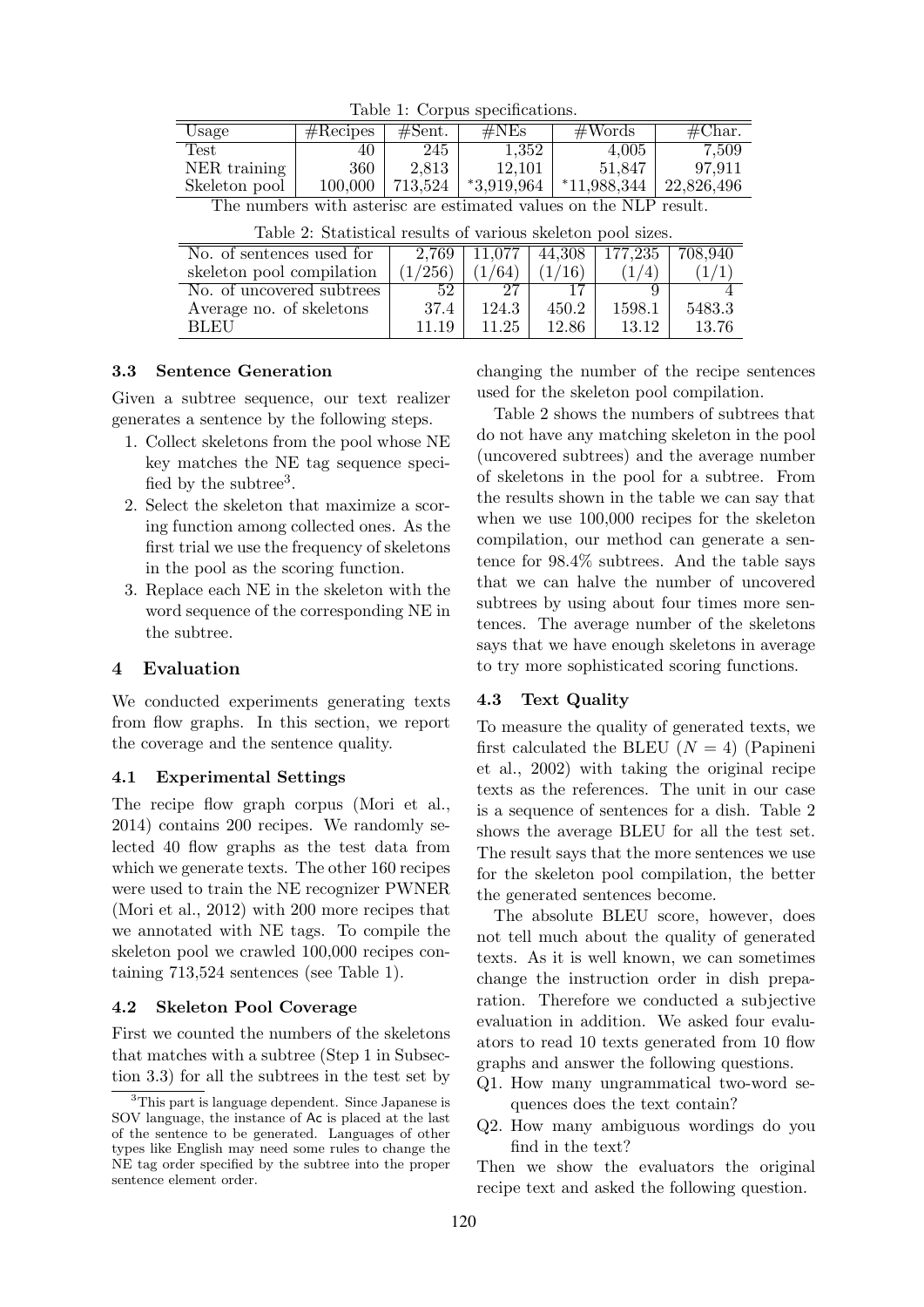Table 1: Corpus specifications.

| Usage | #Recipes | #Sent. | #NEs | #Words | #Char. |
|---|---|---|---|---|---|
| Test | 40 | 245 | 1,352 | 4,005 | 7,509 |
| NER training | 360 | 2,813 | 12,101 | 51,847 | 97,911 |
| Skeleton pool | 100,000 | 713,524 | *3,919,964 | *11,988,344 | 22,826,496 |

The numbers with asterisc are estimated values on the NLP result.

Table 2: Statistical results of various skeleton pool sizes.

| No. of sentences used for skeleton pool compilation | 2,769 (1/256) | 11,077 (1/64) | 44,308 (1/16) | 177,235 (1/4) | 708,940 (1/1) |
|---|---|---|---|---|---|
| No. of uncovered subtrees | 52 | 27 | 17 | 9 | 4 |
| Average no. of skeletons | 37.4 | 124.3 | 450.2 | 1598.1 | 5483.3 |
| BLEU | 11.19 | 11.25 | 12.86 | 13.12 | 13.76 |

### 3.3 Sentence Generation

Given a subtree sequence, our text realizer generates a sentence by the following steps.

1. Collect skeletons from the pool whose NE key matches the NE tag sequence specified by the subtree[3].
2. Select the skeleton that maximize a scoring function among collected ones. As the first trial we use the frequency of skeletons in the pool as the scoring function.
3. Replace each NE in the skeleton with the word sequence of the corresponding NE in the subtree.

## 4 Evaluation

We conducted experiments generating texts from flow graphs. In this section, we report the coverage and the sentence quality.

### 4.1 Experimental Settings

The recipe flow graph corpus (Mori et al., 2014) contains 200 recipes. We randomly selected 40 flow graphs as the test data from which we generate texts. The other 160 recipes were used to train the NE recognizer PWNER (Mori et al., 2012) with 200 more recipes that we annotated with NE tags. To compile the skeleton pool we crawled 100,000 recipes containing 713,524 sentences (see Table 1).

### 4.2 Skeleton Pool Coverage

First we counted the numbers of the skeletons that matches with a subtree (Step 1 in Subsection 3.3) for all the subtrees in the test set by changing the number of the recipe sentences used for the skeleton pool compilation.

Table 2 shows the numbers of subtrees that do not have any matching skeleton in the pool (uncovered subtrees) and the average number of skeletons in the pool for a subtree. From the results shown in the table we can say that when we use 100,000 recipes for the skeleton compilation, our method can generate a sentence for 98.4% subtrees. And the table says that we can halve the number of uncovered subtrees by using about four times more sentences. The average number of the skeletons says that we have enough skeletons in average to try more sophisticated scoring functions.

### 4.3 Text Quality

To measure the quality of generated texts, we first calculated the BLEU ($N = 4$) (Papineni et al., 2002) with taking the original recipe texts as the references. The unit in our case is a sequence of sentences for a dish. Table 2 shows the average BLEU for all the test set. The result says that the more sentences we use for the skeleton pool compilation, the better the generated sentences become.

The absolute BLEU score, however, does not tell much about the quality of generated texts. As it is well known, we can sometimes change the instruction order in dish preparation. Therefore we conducted a subjective evaluation in addition. We asked four evaluators to read 10 texts generated from 10 flow graphs and answer the following questions.

- Q1. How many ungrammatical two-word sequences does the text contain?
- Q2. How many ambiguous wordings do you find in the text?

Then we show the evaluators the original recipe text and asked the following question.

[3] This part is language dependent. Since Japanese is SOV language, the instance of Ac is placed at the last of the sentence to be generated. Languages of other types like English may need some rules to change the NE tag order specified by the subtree into the proper sentence element order.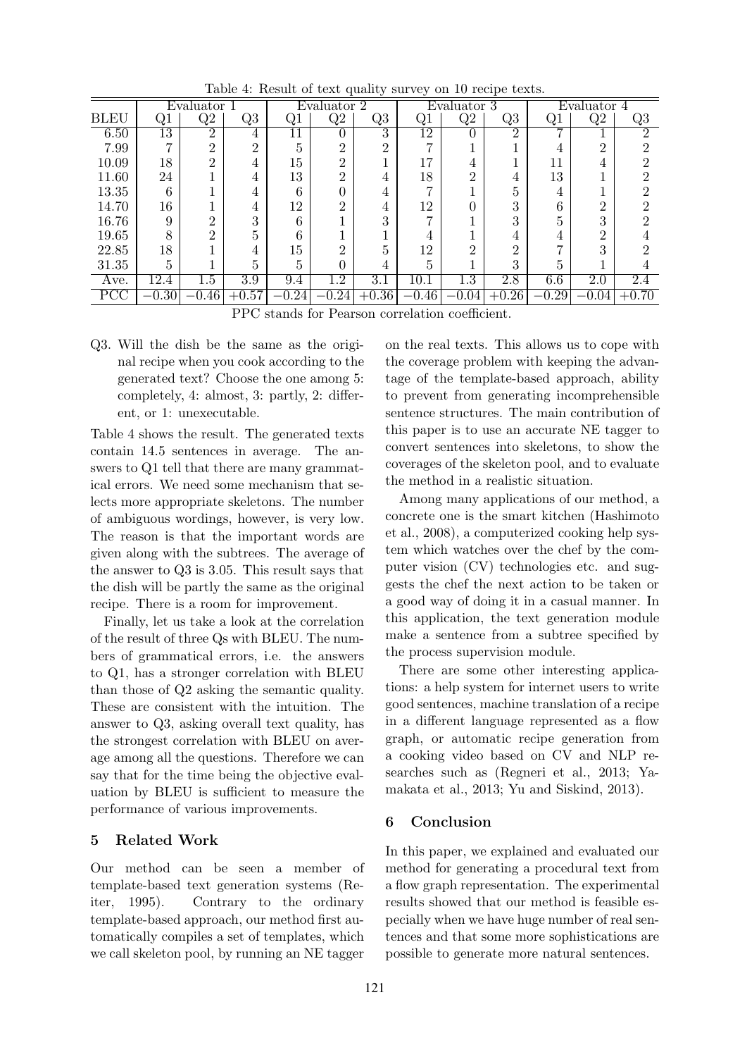Table 4: Result of text quality survey on 10 recipe texts.

| | Evaluator 1 | | | Evaluator 2 | | | Evaluator 3 | | | Evaluator 4 | | |
|---|---|---|---|---|---|---|---|---|---|---|---|---|
| BLEU | Q1 | Q2 | Q3 | Q1 | Q2 | Q3 | Q1 | Q2 | Q3 | Q1 | Q2 | Q3 |
| 6.50 | 13 | 2 | 4 | 11 | 0 | 3 | 12 | 0 | 2 | 7 | 1 | 2 |
| 7.99 | 7 | 2 | 2 | 5 | 2 | 2 | 7 | 1 | 1 | 4 | 2 | 2 |
| 10.09 | 18 | 2 | 4 | 15 | 2 | 1 | 17 | 4 | 1 | 11 | 4 | 2 |
| 11.60 | 24 | 1 | 4 | 13 | 2 | 4 | 18 | 2 | 4 | 13 | 1 | 2 |
| 13.35 | 6 | 1 | 4 | 6 | 0 | 4 | 7 | 1 | 5 | 4 | 1 | 2 |
| 14.70 | 16 | 1 | 4 | 12 | 2 | 4 | 12 | 0 | 3 | 6 | 2 | 2 |
| 16.76 | 9 | 2 | 3 | 6 | 1 | 3 | 7 | 1 | 3 | 5 | 3 | 2 |
| 19.65 | 8 | 2 | 5 | 6 | 1 | 1 | 4 | 1 | 4 | 4 | 2 | 4 |
| 22.85 | 18 | 1 | 4 | 15 | 2 | 5 | 12 | 2 | 2 | 7 | 3 | 2 |
| 31.35 | 5 | 1 | 5 | 5 | 0 | 4 | 5 | 1 | 3 | 5 | 1 | 4 |
| Ave. | 12.4 | 1.5 | 3.9 | 9.4 | 1.2 | 3.1 | 10.1 | 1.3 | 2.8 | 6.6 | 2.0 | 2.4 |
| PCC | −0.30 | −0.46 | +0.57 | −0.24 | −0.24 | +0.36 | −0.46 | −0.04 | +0.26 | −0.29 | −0.04 | +0.70 |

PPC stands for Pearson correlation coefficient.

Q3. Will the dish be the same as the original recipe when you cook according to the generated text? Choose the one among 5: completely, 4: almost, 3: partly, 2: different, or 1: unexecutable.

Table 4 shows the result. The generated texts contain 14.5 sentences in average. The answers to Q1 tell that there are many grammatical errors. We need some mechanism that selects more appropriate skeletons. The number of ambiguous wordings, however, is very low. The reason is that the important words are given along with the subtrees. The average of the answer to Q3 is 3.05. This result says that the dish will be partly the same as the original recipe. There is a room for improvement.

Finally, let us take a look at the correlation of the result of three Qs with BLEU. The numbers of grammatical errors, i.e. the answers to Q1, has a stronger correlation with BLEU than those of Q2 asking the semantic quality. These are consistent with the intuition. The answer to Q3, asking overall text quality, has the strongest correlation with BLEU on average among all the questions. Therefore we can say that for the time being the objective evaluation by BLEU is sufficient to measure the performance of various improvements.

## 5 Related Work

Our method can be seen a member of template-based text generation systems (Reiter, 1995). Contrary to the ordinary template-based approach, our method first automatically compiles a set of templates, which we call skeleton pool, by running an NE tagger on the real texts. This allows us to cope with the coverage problem with keeping the advantage of the template-based approach, ability to prevent from generating incomprehensible sentence structures. The main contribution of this paper is to use an accurate NE tagger to convert sentences into skeletons, to show the coverages of the skeleton pool, and to evaluate the method in a realistic situation.

Among many applications of our method, a concrete one is the smart kitchen (Hashimoto et al., 2008), a computerized cooking help system which watches over the chef by the computer vision (CV) technologies etc. and suggests the chef the next action to be taken or a good way of doing it in a casual manner. In this application, the text generation module make a sentence from a subtree specified by the process supervision module.

There are some other interesting applications: a help system for internet users to write good sentences, machine translation of a recipe in a different language represented as a flow graph, or automatic recipe generation from a cooking video based on CV and NLP researches such as (Regneri et al., 2013; Yamakata et al., 2013; Yu and Siskind, 2013).

## 6 Conclusion

In this paper, we explained and evaluated our method for generating a procedural text from a flow graph representation. The experimental results showed that our method is feasible especially when we have huge number of real sentences and that some more sophistications are possible to generate more natural sentences.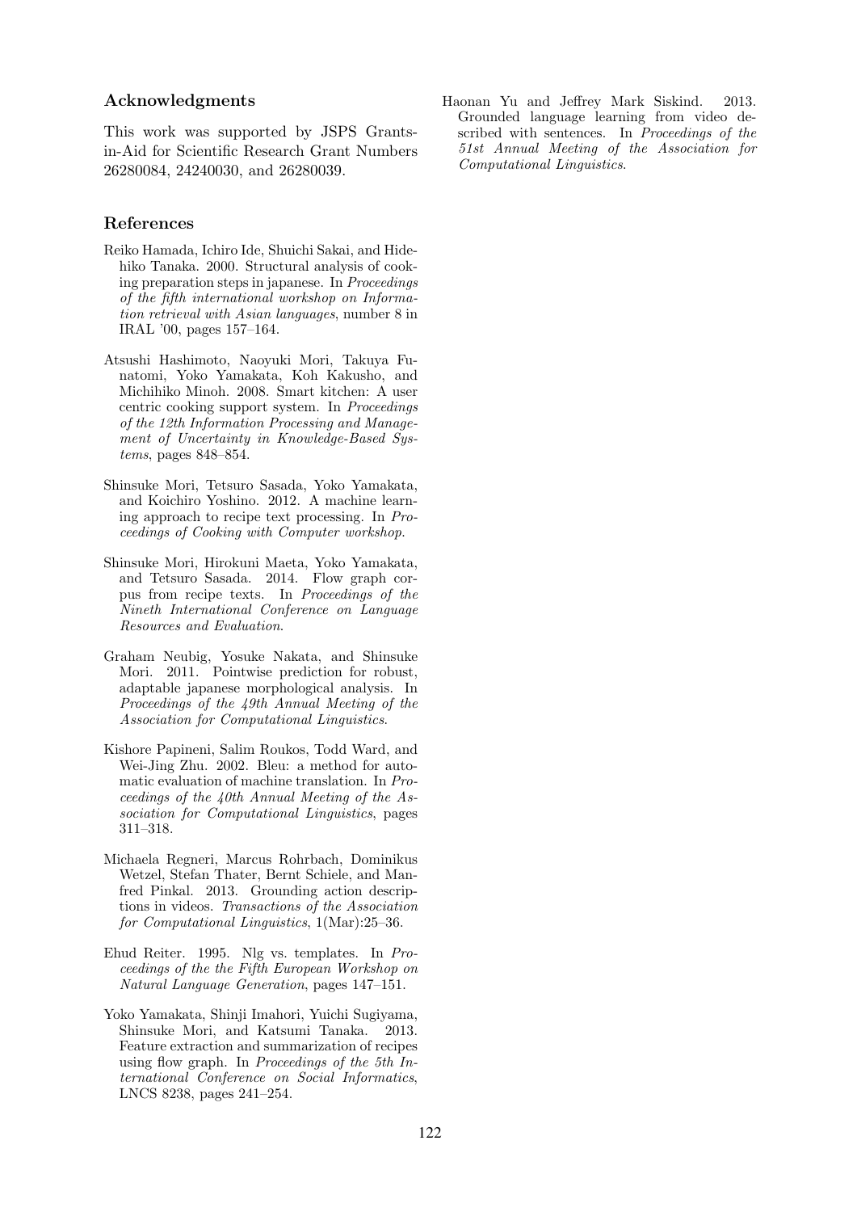## Acknowledgments

This work was supported by JSPS Grants-in-Aid for Scientific Research Grant Numbers 26280084, 24240030, and 26280039.

## References

Reiko Hamada, Ichiro Ide, Shuichi Sakai, and Hidehiko Tanaka. 2000. Structural analysis of cooking preparation steps in japanese. In *Proceedings of the fifth international workshop on Information retrieval with Asian languages*, number 8 in IRAL '00, pages 157–164.

Atsushi Hashimoto, Naoyuki Mori, Takuya Funatomi, Yoko Yamakata, Koh Kakusho, and Michihiko Minoh. 2008. Smart kitchen: A user centric cooking support system. In *Proceedings of the 12th Information Processing and Management of Uncertainty in Knowledge-Based Systems*, pages 848–854.

Shinsuke Mori, Tetsuro Sasada, Yoko Yamakata, and Koichiro Yoshino. 2012. A machine learning approach to recipe text processing. In *Proceedings of Cooking with Computer workshop*.

Shinsuke Mori, Hirokuni Maeta, Yoko Yamakata, and Tetsuro Sasada. 2014. Flow graph corpus from recipe texts. In *Proceedings of the Nineth International Conference on Language Resources and Evaluation*.

Graham Neubig, Yosuke Nakata, and Shinsuke Mori. 2011. Pointwise prediction for robust, adaptable japanese morphological analysis. In *Proceedings of the 49th Annual Meeting of the Association for Computational Linguistics*.

Kishore Papineni, Salim Roukos, Todd Ward, and Wei-Jing Zhu. 2002. Bleu: a method for automatic evaluation of machine translation. In *Proceedings of the 40th Annual Meeting of the Association for Computational Linguistics*, pages 311–318.

Michaela Regneri, Marcus Rohrbach, Dominikus Wetzel, Stefan Thater, Bernt Schiele, and Manfred Pinkal. 2013. Grounding action descriptions in videos. *Transactions of the Association for Computational Linguistics*, 1(Mar):25–36.

Ehud Reiter. 1995. Nlg vs. templates. In *Proceedings of the the Fifth European Workshop on Natural Language Generation*, pages 147–151.

Yoko Yamakata, Shinji Imahori, Yuichi Sugiyama, Shinsuke Mori, and Katsumi Tanaka. 2013. Feature extraction and summarization of recipes using flow graph. In *Proceedings of the 5th International Conference on Social Informatics*, LNCS 8238, pages 241–254.

Haonan Yu and Jeffrey Mark Siskind. 2013. Grounded language learning from video described with sentences. In *Proceedings of the 51st Annual Meeting of the Association for Computational Linguistics*.